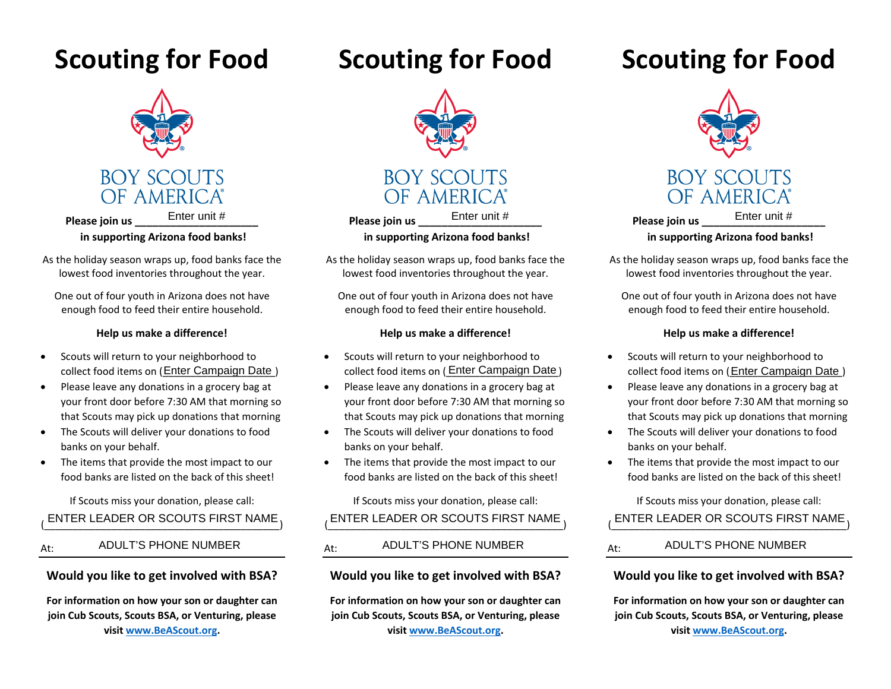# Scouting for Food

BOY SCOUTS OF AMERICA®

**Please join us** Enter unit # ____________________

**in supporting Arizona food banks!**

As the holiday season wraps up, food banks face the lowest food inventories throughout the year.

One out of four youth in Arizona does not have enough food to feed their entire household.

**Help us make a difference!**

- Scouts will return to your neighborhood to collect food items on (Enter Campaign Date)
- Please leave any donations in a grocery bag at your front door before 7:30 AM that morning so that Scouts may pick up donations that morning
- The Scouts will deliver your donations to food banks on your behalf.
- The items that provide the most impact to our food banks are listed on the back of this sheet!

If Scouts miss your donation, please call:

(ENTER LEADER OR SCOUTS FIRST NAME)

At: ADULT'S PHONE NUMBER

**Would you like to get involved with BSA?**

**For information on how your son or daughter can join Cub Scouts, Scouts BSA, or Venturing, please visit www.BeAScout.org.**

# Scouting for Food

BOY SCOUTS OF AMERICA®

**Please join us** Enter unit # ____________________

**in supporting Arizona food banks!**

As the holiday season wraps up, food banks face the lowest food inventories throughout the year.

One out of four youth in Arizona does not have enough food to feed their entire household.

**Help us make a difference!**

- Scouts will return to your neighborhood to collect food items on (Enter Campaign Date)
- Please leave any donations in a grocery bag at your front door before 7:30 AM that morning so that Scouts may pick up donations that morning
- The Scouts will deliver your donations to food banks on your behalf.
- The items that provide the most impact to our food banks are listed on the back of this sheet!

If Scouts miss your donation, please call:

(ENTER LEADER OR SCOUTS FIRST NAME)

At: ADULT'S PHONE NUMBER

**Would you like to get involved with BSA?**

**For information on how your son or daughter can join Cub Scouts, Scouts BSA, or Venturing, please visit www.BeAScout.org.**

# Scouting for Food

BOY SCOUTS OF AMERICA®

**Please join us** Enter unit # ____________________

**in supporting Arizona food banks!**

As the holiday season wraps up, food banks face the lowest food inventories throughout the year.

One out of four youth in Arizona does not have enough food to feed their entire household.

**Help us make a difference!**

- Scouts will return to your neighborhood to collect food items on (Enter Campaign Date)
- Please leave any donations in a grocery bag at your front door before 7:30 AM that morning so that Scouts may pick up donations that morning
- The Scouts will deliver your donations to food banks on your behalf.
- The items that provide the most impact to our food banks are listed on the back of this sheet!

If Scouts miss your donation, please call:

(ENTER LEADER OR SCOUTS FIRST NAME)

At: ADULT'S PHONE NUMBER

**Would you like to get involved with BSA?**

**For information on how your son or daughter can join Cub Scouts, Scouts BSA, or Venturing, please visit www.BeAScout.org.**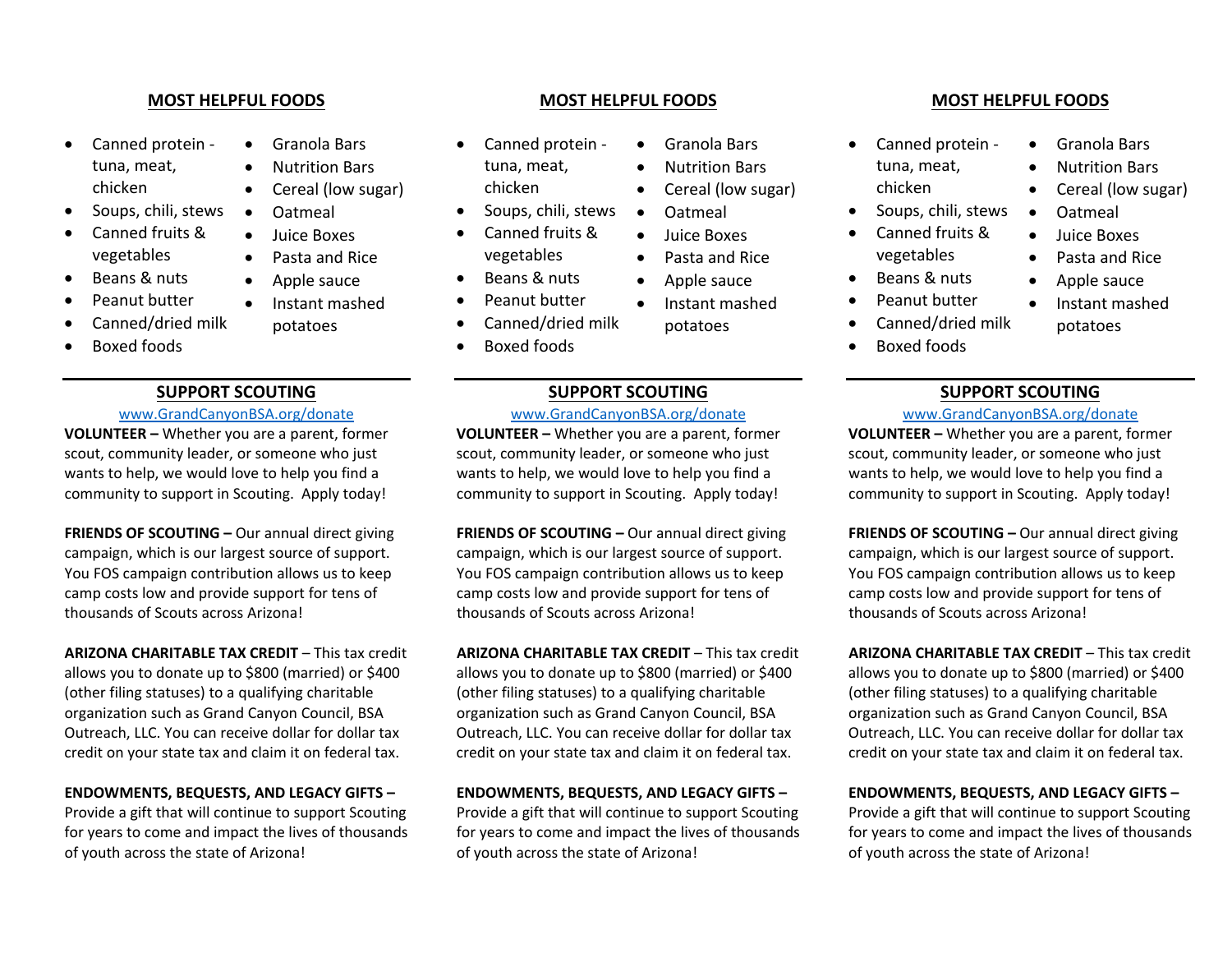## MOST HELPFUL FOODS

- Canned protein - tuna, meat, chicken
- Soups, chili, stews
- Canned fruits & vegetables
- Beans & nuts
- Peanut butter
- Canned/dried milk
- Boxed foods
- Granola Bars
- Nutrition Bars
- Cereal (low sugar)
- Oatmeal
- Juice Boxes
- Pasta and Rice
- Apple sauce
- Instant mashed potatoes

---

## SUPPORT SCOUTING

www.GrandCanyonBSA.org/donate

**VOLUNTEER –** Whether you are a parent, former scout, community leader, or someone who just wants to help, we would love to help you find a community to support in Scouting. Apply today!

**FRIENDS OF SCOUTING –** Our annual direct giving campaign, which is our largest source of support. You FOS campaign contribution allows us to keep camp costs low and provide support for tens of thousands of Scouts across Arizona!

**ARIZONA CHARITABLE TAX CREDIT** – This tax credit allows you to donate up to $800 (married) or $400 (other filing statuses) to a qualifying charitable organization such as Grand Canyon Council, BSA Outreach, LLC. You can receive dollar for dollar tax credit on your state tax and claim it on federal tax.

**ENDOWMENTS, BEQUESTS, AND LEGACY GIFTS –** Provide a gift that will continue to support Scouting for years to come and impact the lives of thousands of youth across the state of Arizona!

## MOST HELPFUL FOODS

- Canned protein - tuna, meat, chicken
- Soups, chili, stews
- Canned fruits & vegetables
- Beans & nuts
- Peanut butter
- Canned/dried milk
- Boxed foods
- Granola Bars
- Nutrition Bars
- Cereal (low sugar)
- Oatmeal
- Juice Boxes
- Pasta and Rice
- Apple sauce
- Instant mashed potatoes

---

## SUPPORT SCOUTING

www.GrandCanyonBSA.org/donate

**VOLUNTEER –** Whether you are a parent, former scout, community leader, or someone who just wants to help, we would love to help you find a community to support in Scouting. Apply today!

**FRIENDS OF SCOUTING –** Our annual direct giving campaign, which is our largest source of support. You FOS campaign contribution allows us to keep camp costs low and provide support for tens of thousands of Scouts across Arizona!

**ARIZONA CHARITABLE TAX CREDIT** – This tax credit allows you to donate up to $800 (married) or $400 (other filing statuses) to a qualifying charitable organization such as Grand Canyon Council, BSA Outreach, LLC. You can receive dollar for dollar tax credit on your state tax and claim it on federal tax.

**ENDOWMENTS, BEQUESTS, AND LEGACY GIFTS –** Provide a gift that will continue to support Scouting for years to come and impact the lives of thousands of youth across the state of Arizona!

## MOST HELPFUL FOODS

- Canned protein - tuna, meat, chicken
- Soups, chili, stews
- Canned fruits & vegetables
- Beans & nuts
- Peanut butter
- Canned/dried milk
- Boxed foods
- Granola Bars
- Nutrition Bars
- Cereal (low sugar)
- Oatmeal
- Juice Boxes
- Pasta and Rice
- Apple sauce
- Instant mashed potatoes

---

## SUPPORT SCOUTING

www.GrandCanyonBSA.org/donate

**VOLUNTEER –** Whether you are a parent, former scout, community leader, or someone who just wants to help, we would love to help you find a community to support in Scouting. Apply today!

**FRIENDS OF SCOUTING –** Our annual direct giving campaign, which is our largest source of support. You FOS campaign contribution allows us to keep camp costs low and provide support for tens of thousands of Scouts across Arizona!

**ARIZONA CHARITABLE TAX CREDIT** – This tax credit allows you to donate up to $800 (married) or $400 (other filing statuses) to a qualifying charitable organization such as Grand Canyon Council, BSA Outreach, LLC. You can receive dollar for dollar tax credit on your state tax and claim it on federal tax.

**ENDOWMENTS, BEQUESTS, AND LEGACY GIFTS –** Provide a gift that will continue to support Scouting for years to come and impact the lives of thousands of youth across the state of Arizona!